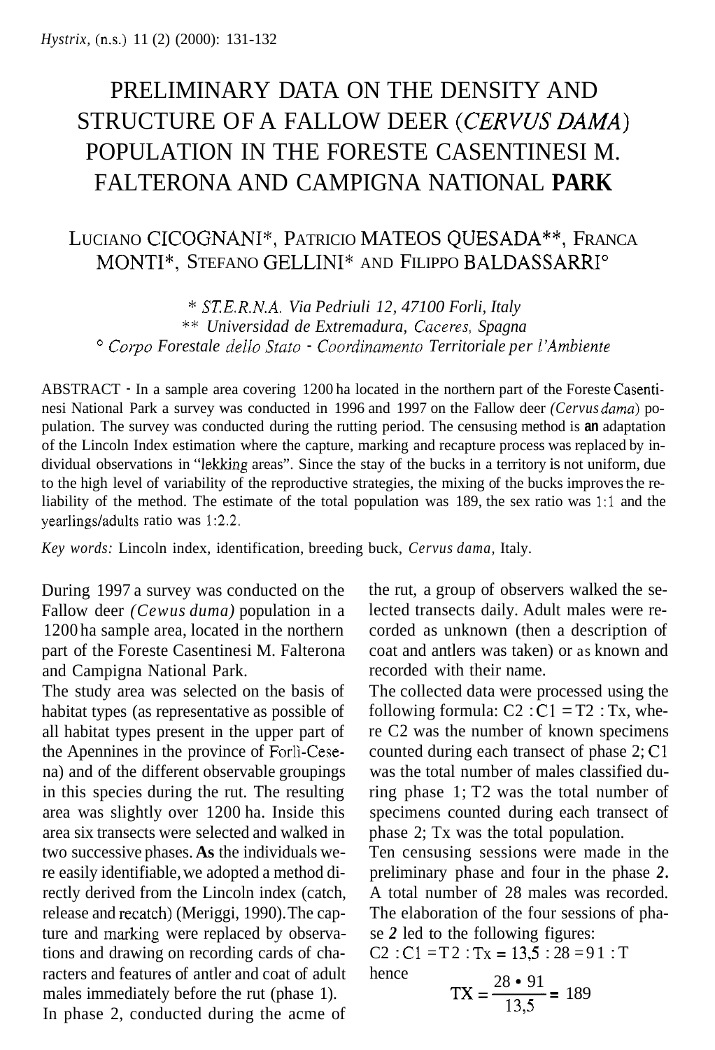# PRELIMINARY DATA ON THE DENSITY AND STRUCTURE OF A FALLOW DEER (*CERVUS DAMA*) POPULATION IN THE FORESTE CASENTINESI M. FALTERONA AND CAMPIGNA NATIONAL PARK

LUCIANO CICOGNANI*, PATRICIO MATEOS QUESADA**, FRANCA MONTI*, STEFANO GELLINI* AND FILIPPO BALDASSARRI°

\* *ST.E.R.N.A. Via Pedriuli 12, 47100 Forli, Italy*
\*\* *Universidad de Extremadura, Caceres, Spagna*
° *Corpo Forestale dello Stato - Coordinamento Territoriale per l'Ambiente*

ABSTRACT - In a sample area covering 1200 ha located in the northern part of the Foreste Casentinesi National Park a survey was conducted in 1996 and 1997 on the Fallow deer *(Cervus dama)* population. The survey was conducted during the rutting period. The censusing method is **an** adaptation of the Lincoln Index estimation where the capture, marking and recapture process was replaced by individual observations in "lekking areas". Since the stay of the bucks in a territory is not uniform, due to the high level of variability of the reproductive strategies, the mixing of the bucks improves the reliability of the method. The estimate of the total population was 189, the sex ratio was 1:1 and the yearlings/adults ratio was 1:2.2.

*Key words:* Lincoln index, identification, breeding buck, *Cervus dama,* Italy.

During 1997 a survey was conducted on the Fallow deer *(Cewus duma)* population in a 1200 ha sample area, located in the northern part of the Foreste Casentinesi M. Falterona and Campigna National Park.

The study area was selected on the basis of habitat types (as representative as possible of all habitat types present in the upper part of the Apennines in the province of Forlì-Cesena) and of the different observable groupings in this species during the rut. The resulting area was slightly over 1200 ha. Inside this area six transects were selected and walked in two successive phases. **As** the individuals were easily identifiable, we adopted a method directly derived from the Lincoln index (catch, release and recatch) (Meriggi, 1990). The capture and marking were replaced by observations and drawing on recording cards of characters and features of antler and coat of adult males immediately before the rut (phase 1).

In phase 2, conducted during the acme of the rut, a group of observers walked the selected transects daily. Adult males were recorded as unknown (then a description of coat and antlers was taken) or as known and recorded with their name.

The collected data were processed using the following formula: $C2 : C1 = T2 : Tx$, where C2 was the number of known specimens counted during each transect of phase 2; C1 was the total number of males classified during phase 1; T2 was the total number of specimens counted during each transect of phase 2; Tx was the total population.

Ten censusing sessions were made in the preliminary phase and four in the phase *2*. A total number of 28 males was recorded. The elaboration of the four sessions of phase *2* led to the following figures:

$C2 : C1 = T2 : Tx = 13{,}5 : 28 = 91 : T$

hence

$$TX = \frac{28 \cdot 91}{13{,}5} = 189$$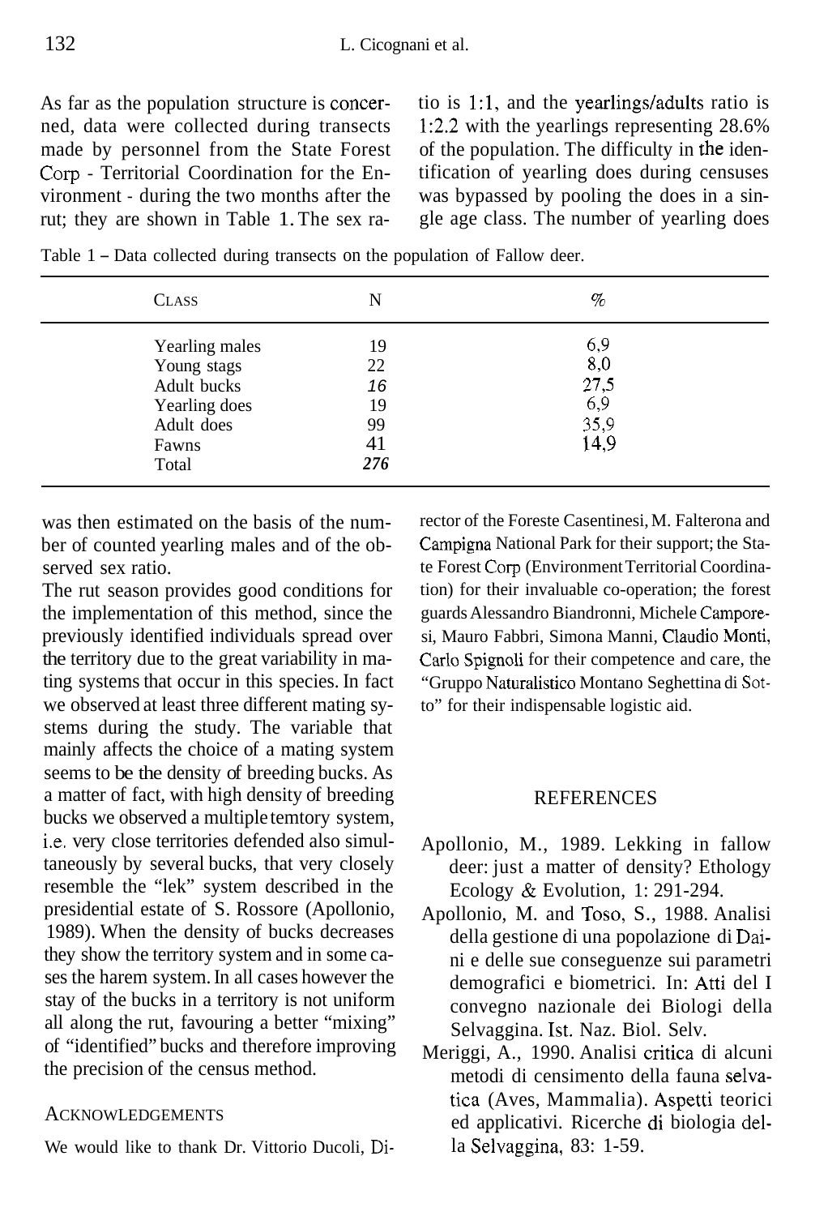As far as the population structure is concerned, data were collected during transects made by personnel from the State Forest Corp - Territorial Coordination for the Environment - during the two months after the rut; they are shown in Table 1. The sex ratio is 1:1, and the yearlings/adults ratio is 1:2.2 with the yearlings representing 28.6% of the population. The difficulty in the identification of yearling does during censuses was bypassed by pooling the does in a single age class. The number of yearling does was then estimated on the basis of the number of counted yearling males and of the observed sex ratio.

Table 1 – Data collected during transects on the population of Fallow deer.

| CLASS | N | % |
|---|---|---|
| Yearling males | 19 | 6,9 |
| Young stags | 22 | 8,0 |
| Adult bucks | *16* | 27,5 |
| Yearling does | 19 | 6,9 |
| Adult does | 99 | 35,9 |
| Fawns | 41 | 14,9 |
| Total | *276* | |

The rut season provides good conditions for the implementation of this method, since the previously identified individuals spread over the territory due to the great variability in mating systems that occur in this species. In fact we observed at least three different mating systems during the study. The variable that mainly affects the choice of a mating system seems to be the density of breeding bucks. As a matter of fact, with high density of breeding bucks we observed a multiple temtory system, i.e. very close territories defended also simultaneously by several bucks, that very closely resemble the "lek" system described in the presidential estate of S. Rossore (Apollonio, 1989). When the density of bucks decreases they show the territory system and in some cases the harem system. In all cases however the stay of the bucks in a territory is not uniform all along the rut, favouring a better "mixing" of "identified" bucks and therefore improving the precision of the census method.

## ACKNOWLEDGEMENTS

We would like to thank Dr. Vittorio Ducoli, Director of the Foreste Casentinesi, M. Falterona and Campigna National Park for their support; the State Forest Corp (Environment Territorial Coordination) for their invaluable co-operation; the forest guards Alessandro Biandronni, Michele Camporesi, Mauro Fabbri, Simona Manni, Claudio Monti, Carlo Spignoli for their competence and care, the "Gruppo Naturalistico Montano Seghettina di Sotto" for their indispensable logistic aid.

## REFERENCES

Apollonio, M., 1989. Lekking in fallow deer: just a matter of density? Ethology Ecology & Evolution, 1: 291-294.

Apollonio, M. and Toso, S., 1988. Analisi della gestione di una popolazione di Daini e delle sue conseguenze sui parametri demografici e biometrici. In: Atti del I convegno nazionale dei Biologi della Selvaggina. Ist. Naz. Biol. Selv.

Meriggi, A., 1990. Analisi critica di alcuni metodi di censimento della fauna selvatica (Aves, Mammalia). Aspetti teorici ed applicativi. Ricerche di biologia della Selvaggina, 83: 1-59.